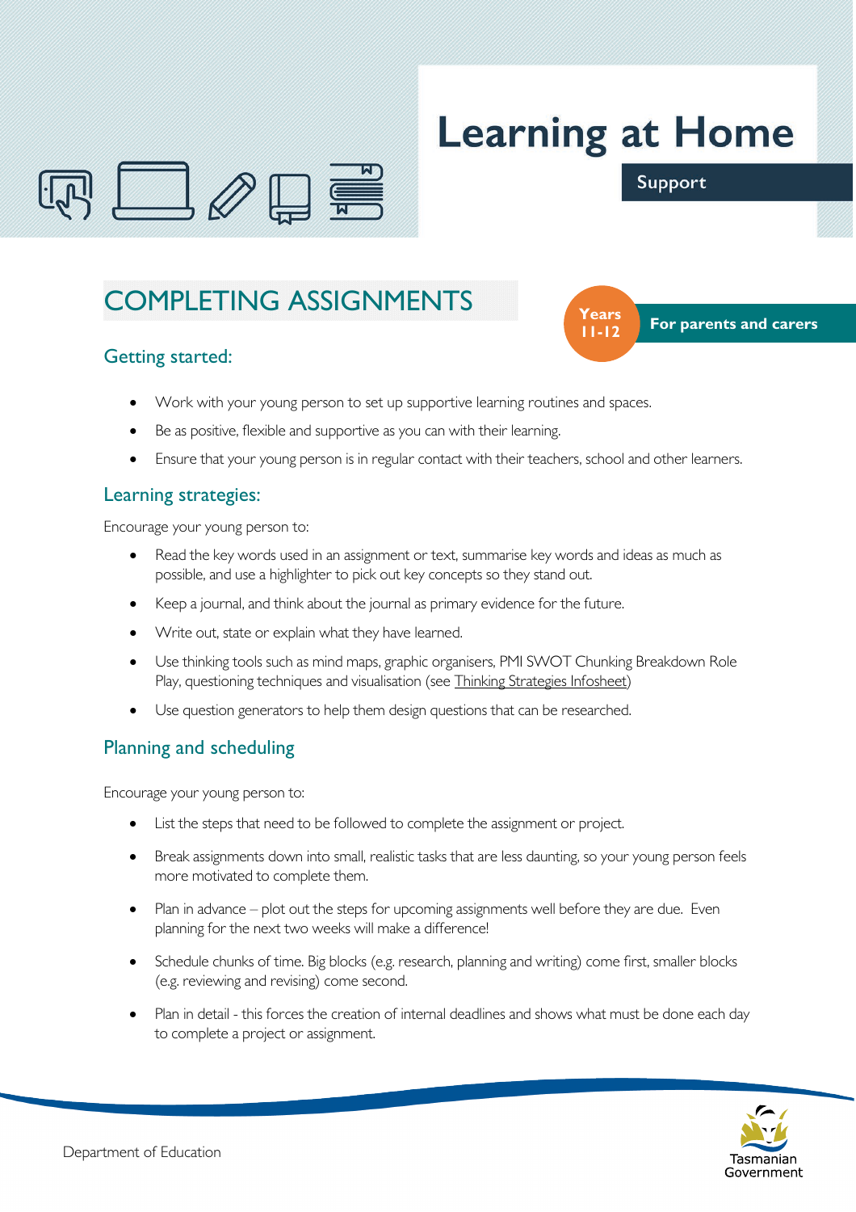# Learning at Home

Support

## COMPLETING ASSIGNMENTS

Years 11-12

**For parents and carers**

### Getting started:

- Work with your young person to set up supportive learning routines and spaces.
- Be as positive, flexible and supportive as you can with their learning.
- Ensure that your young person is in regular contact with their teachers, school and other learners.

### Learning strategies:

Encourage your young person to:

- Read the key words used in an assignment or text, summarise key words and ideas as much as possible, and use a highlighter to pick out key concepts so they stand out.
- Keep a journal, and think about the journal as primary evidence for the future.
- Write out, state or explain what they have learned.
- Use thinking tools such as mind maps, graphic organisers, PMI SWOT Chunking Breakdown Role Play, questioning techniques and visualisation (see Thinking Strategies Infosheet)
- Use question generators to help them design questions that can be researched.

### Planning and scheduling

Encourage your young person to:

- List the steps that need to be followed to complete the assignment or project.
- Break assignments down into small, realistic tasks that are less daunting, so your young person feels more motivated to complete them.
- Plan in advance – plot out the steps for upcoming assignments well before they are due. Even planning for the next two weeks will make a difference!
- Schedule chunks of time. Big blocks (e.g. research, planning and writing) come first, smaller blocks (e.g. reviewing and revising) come second.
- Plan in detail - this forces the creation of internal deadlines and shows what must be done each day to complete a project or assignment.

Department of Education

Tasmanian Government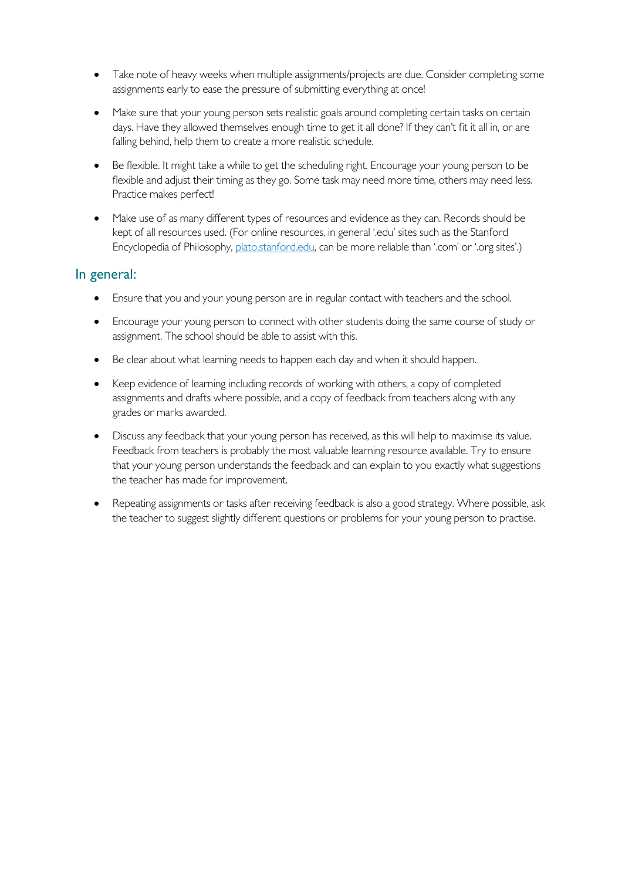- Take note of heavy weeks when multiple assignments/projects are due. Consider completing some assignments early to ease the pressure of submitting everything at once!
- Make sure that your young person sets realistic goals around completing certain tasks on certain days. Have they allowed themselves enough time to get it all done? If they can't fit it all in, or are falling behind, help them to create a more realistic schedule.
- Be flexible. It might take a while to get the scheduling right. Encourage your young person to be flexible and adjust their timing as they go. Some task may need more time, others may need less. Practice makes perfect!
- Make use of as many different types of resources and evidence as they can. Records should be kept of all resources used. (For online resources, in general '.edu' sites such as the Stanford Encyclopedia of Philosophy, [plato.stanford.edu](http://plato.stanford.edu), can be more reliable than '.com' or '.org sites'.)

## In general:

- Ensure that you and your young person are in regular contact with teachers and the school.
- Encourage your young person to connect with other students doing the same course of study or assignment. The school should be able to assist with this.
- Be clear about what learning needs to happen each day and when it should happen.
- Keep evidence of learning including records of working with others, a copy of completed assignments and drafts where possible, and a copy of feedback from teachers along with any grades or marks awarded.
- Discuss any feedback that your young person has received, as this will help to maximise its value. Feedback from teachers is probably the most valuable learning resource available. Try to ensure that your young person understands the feedback and can explain to you exactly what suggestions the teacher has made for improvement.
- Repeating assignments or tasks after receiving feedback is also a good strategy. Where possible, ask the teacher to suggest slightly different questions or problems for your young person to practise.